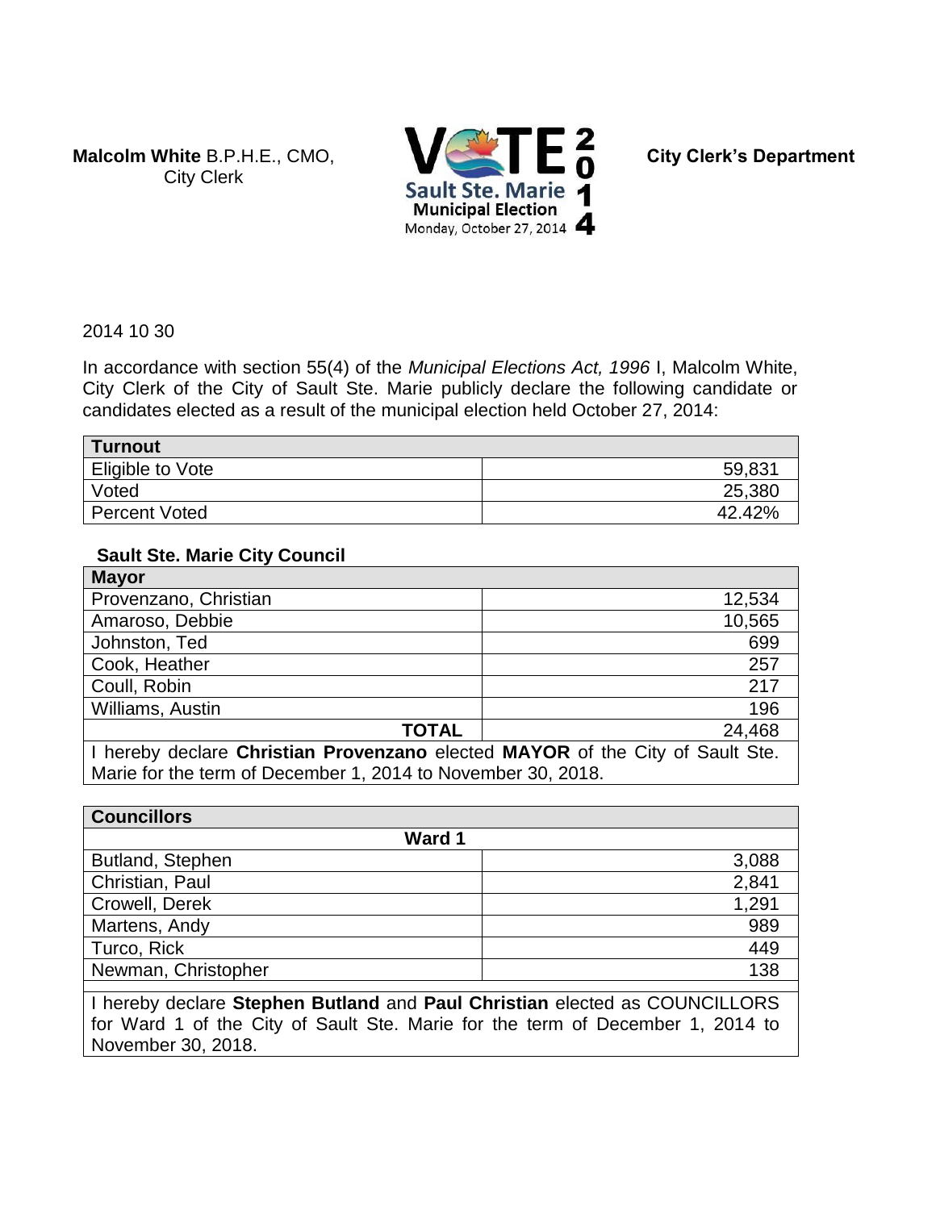**Malcolm White** B.P.H.E., CMO,
City Clerk

VOTE 2014
Sault Ste. Marie
Municipal Election
Monday, October 27, 2014

**City Clerk's Department**

2014 10 30

In accordance with section 55(4) of the *Municipal Elections Act, 1996* I, Malcolm White, City Clerk of the City of Sault Ste. Marie publicly declare the following candidate or candidates elected as a result of the municipal election held October 27, 2014:

| **Turnout** | |
|---|---|
| Eligible to Vote | 59,831 |
| Voted | 25,380 |
| Percent Voted | 42.42% |

## Sault Ste. Marie City Council

| **Mayor** | |
|---|---|
| Provenzano, Christian | 12,534 |
| Amaroso, Debbie | 10,565 |
| Johnston, Ted | 699 |
| Cook, Heather | 257 |
| Coull, Robin | 217 |
| Williams, Austin | 196 |
| **TOTAL** | 24,468 |
| I hereby declare **Christian Provenzano** elected **MAYOR** of the City of Sault Ste. Marie for the term of December 1, 2014 to November 30, 2018. | |

| **Councillors** | |
|---|---|
| **Ward 1** | |
| Butland, Stephen | 3,088 |
| Christian, Paul | 2,841 |
| Crowell, Derek | 1,291 |
| Martens, Andy | 989 |
| Turco, Rick | 449 |
| Newman, Christopher | 138 |
| I hereby declare **Stephen Butland** and **Paul Christian** elected as COUNCILLORS for Ward 1 of the City of Sault Ste. Marie for the term of December 1, 2014 to November 30, 2018. | |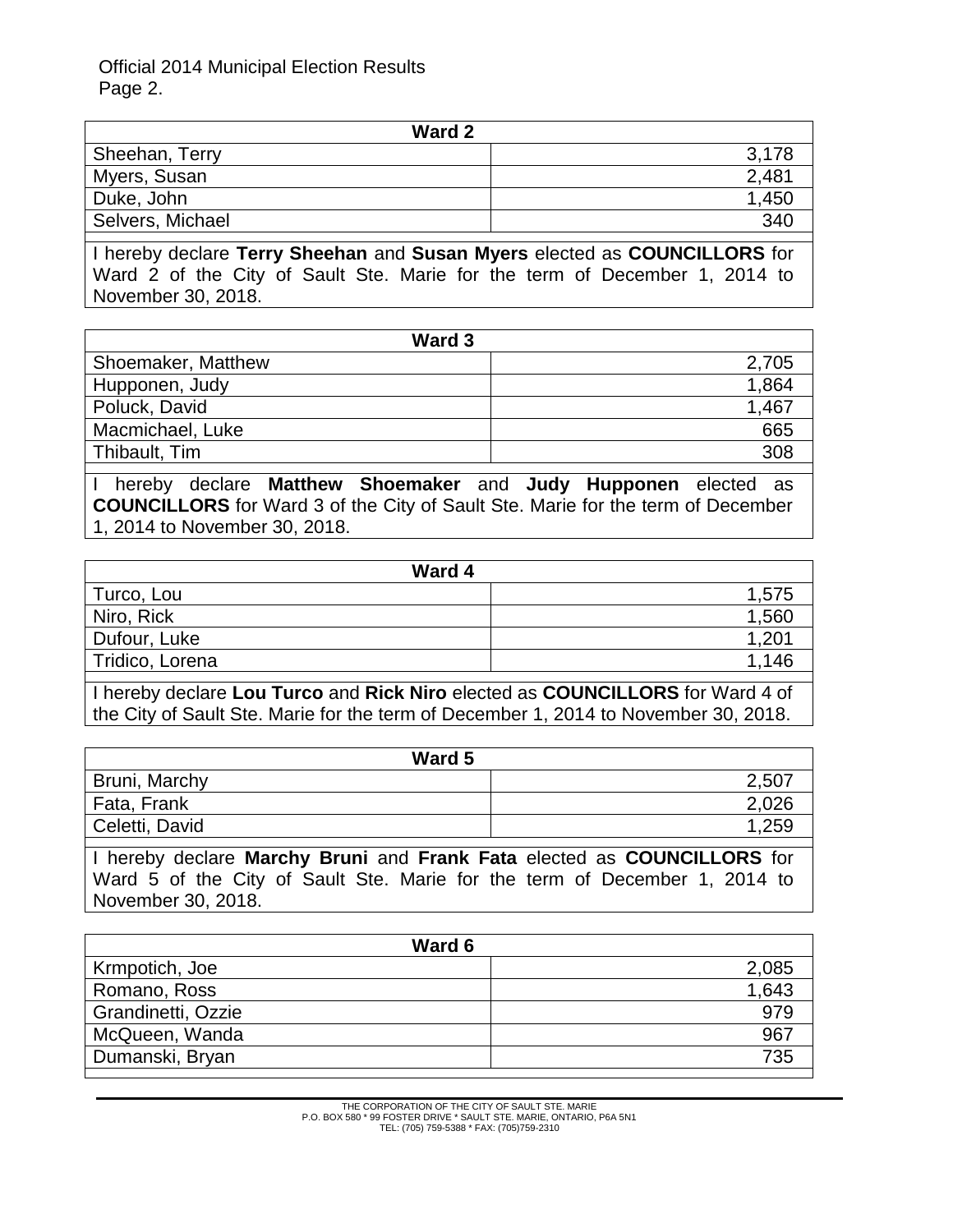Official 2014 Municipal Election Results
Page 2.

| Ward 2 | |
|---|---|
| Sheehan, Terry | 3,178 |
| Myers, Susan | 2,481 |
| Duke, John | 1,450 |
| Selvers, Michael | 340 |

I hereby declare **Terry Sheehan** and **Susan Myers** elected as **COUNCILLORS** for Ward 2 of the City of Sault Ste. Marie for the term of December 1, 2014 to November 30, 2018.

| Ward 3 | |
|---|---|
| Shoemaker, Matthew | 2,705 |
| Hupponen, Judy | 1,864 |
| Poluck, David | 1,467 |
| Macmichael, Luke | 665 |
| Thibault, Tim | 308 |

I hereby declare **Matthew Shoemaker** and **Judy Hupponen** elected as **COUNCILLORS** for Ward 3 of the City of Sault Ste. Marie for the term of December 1, 2014 to November 30, 2018.

| Ward 4 | |
|---|---|
| Turco, Lou | 1,575 |
| Niro, Rick | 1,560 |
| Dufour, Luke | 1,201 |
| Tridico, Lorena | 1,146 |

I hereby declare **Lou Turco** and **Rick Niro** elected as **COUNCILLORS** for Ward 4 of the City of Sault Ste. Marie for the term of December 1, 2014 to November 30, 2018.

| Ward 5 | |
|---|---|
| Bruni, Marchy | 2,507 |
| Fata, Frank | 2,026 |
| Celetti, David | 1,259 |

I hereby declare **Marchy Bruni** and **Frank Fata** elected as **COUNCILLORS** for Ward 5 of the City of Sault Ste. Marie for the term of December 1, 2014 to November 30, 2018.

| Ward 6 | |
|---|---|
| Krmpotich, Joe | 2,085 |
| Romano, Ross | 1,643 |
| Grandinetti, Ozzie | 979 |
| McQueen, Wanda | 967 |
| Dumanski, Bryan | 735 |

THE CORPORATION OF THE CITY OF SAULT STE. MARIE
P.O. BOX 580 * 99 FOSTER DRIVE * SAULT STE. MARIE, ONTARIO, P6A 5N1
TEL: (705) 759-5388 * FAX: (705)759-2310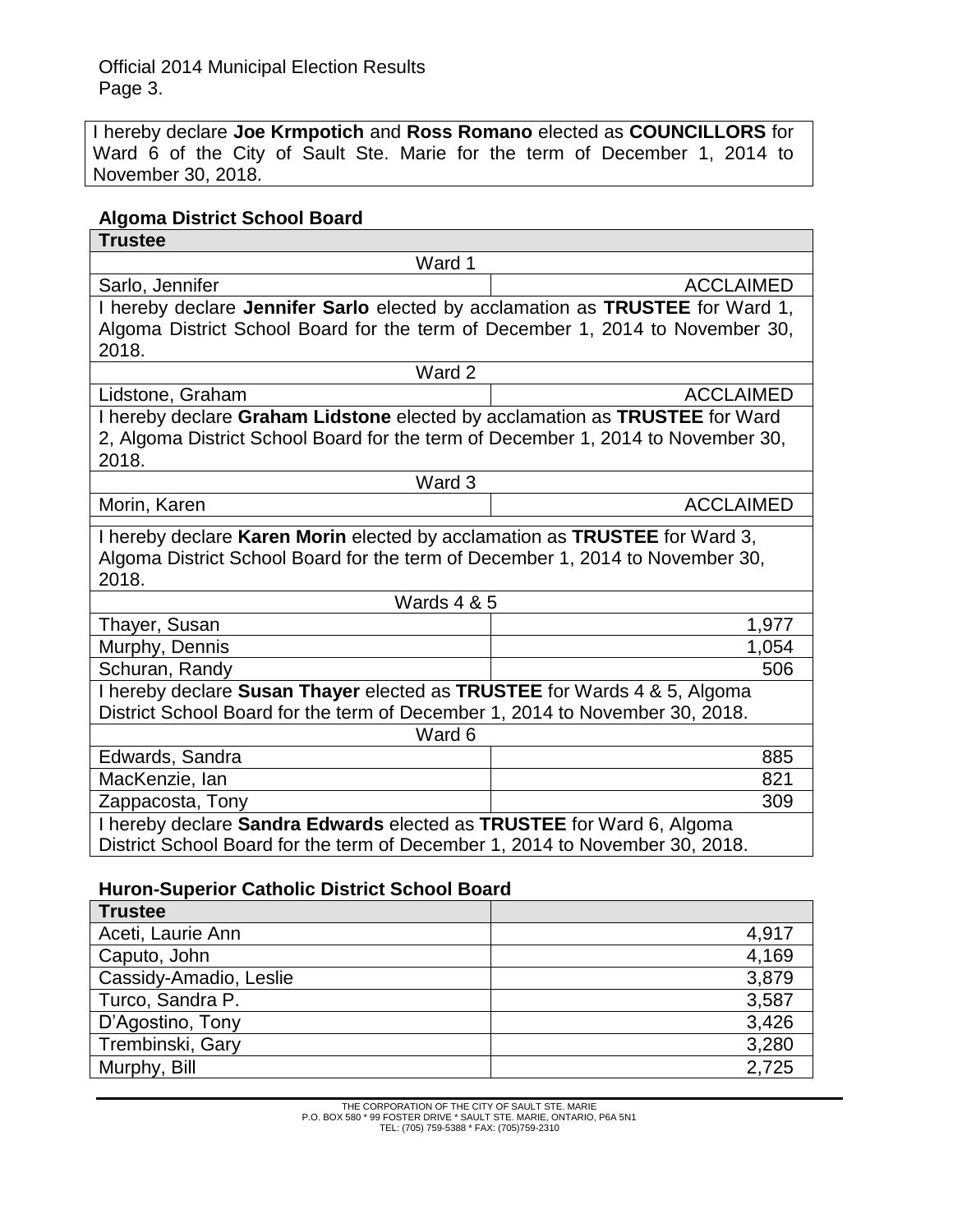I hereby declare **Joe Krmpotich** and **Ross Romano** elected as **COUNCILLORS** for Ward 6 of the City of Sault Ste. Marie for the term of December 1, 2014 to November 30, 2018.

## Algoma District School Board

| **Trustee** | |
|---|---|
| Ward 1 | |
| Sarlo, Jennifer | ACCLAIMED |
| I hereby declare **Jennifer Sarlo** elected by acclamation as **TRUSTEE** for Ward 1, Algoma District School Board for the term of December 1, 2014 to November 30, 2018. | |
| Ward 2 | |
| Lidstone, Graham | ACCLAIMED |
| I hereby declare **Graham Lidstone** elected by acclamation as **TRUSTEE** for Ward 2, Algoma District School Board for the term of December 1, 2014 to November 30, 2018. | |
| Ward 3 | |
| Morin, Karen | ACCLAIMED |
| I hereby declare **Karen Morin** elected by acclamation as **TRUSTEE** for Ward 3, Algoma District School Board for the term of December 1, 2014 to November 30, 2018. | |
| Wards 4 & 5 | |
| Thayer, Susan | 1,977 |
| Murphy, Dennis | 1,054 |
| Schuran, Randy | 506 |
| I hereby declare **Susan Thayer** elected as **TRUSTEE** for Wards 4 & 5, Algoma District School Board for the term of December 1, 2014 to November 30, 2018. | |
| Ward 6 | |
| Edwards, Sandra | 885 |
| MacKenzie, Ian | 821 |
| Zappacosta, Tony | 309 |
| I hereby declare **Sandra Edwards** elected as **TRUSTEE** for Ward 6, Algoma District School Board for the term of December 1, 2014 to November 30, 2018. | |

## Huron-Superior Catholic District School Board

| **Trustee** | |
|---|---|
| Aceti, Laurie Ann | 4,917 |
| Caputo, John | 4,169 |
| Cassidy-Amadio, Leslie | 3,879 |
| Turco, Sandra P. | 3,587 |
| D'Agostino, Tony | 3,426 |
| Trembinski, Gary | 3,280 |
| Murphy, Bill | 2,725 |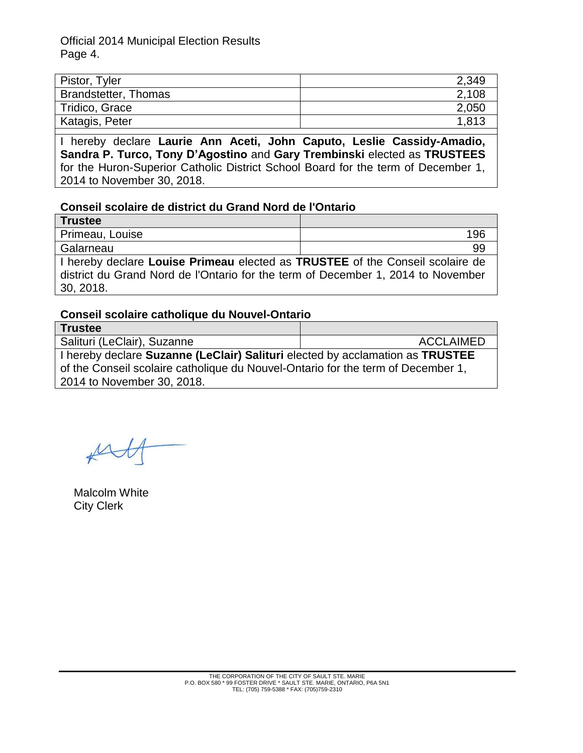| | |
|---|---|
| Pistor, Tyler | 2,349 |
| Brandstetter, Thomas | 2,108 |
| Tridico, Grace | 2,050 |
| Katagis, Peter | 1,813 |

I hereby declare **Laurie Ann Aceti, John Caputo, Leslie Cassidy-Amadio, Sandra P. Turco, Tony D'Agostino** and **Gary Trembinski** elected as **TRUSTEES** for the Huron-Superior Catholic District School Board for the term of December 1, 2014 to November 30, 2018.

### Conseil scolaire de district du Grand Nord de l'Ontario

| **Trustee** | |
|---|---|
| Primeau, Louise | 196 |
| Galarneau | 99 |

I hereby declare **Louise Primeau** elected as **TRUSTEE** of the Conseil scolaire de district du Grand Nord de l'Ontario for the term of December 1, 2014 to November 30, 2018.

### Conseil scolaire catholique du Nouvel-Ontario

| **Trustee** | |
|---|---|
| Salituri (LeClair), Suzanne | ACCLAIMED |

I hereby declare **Suzanne (LeClair) Salituri** elected by acclamation as **TRUSTEE** of the Conseil scolaire catholique du Nouvel-Ontario for the term of December 1, 2014 to November 30, 2018.

Malcolm White
City Clerk

THE CORPORATION OF THE CITY OF SAULT STE. MARIE
P.O. BOX 580 * 99 FOSTER DRIVE * SAULT STE. MARIE, ONTARIO, P6A 5N1
TEL: (705) 759-5388 * FAX: (705)759-2310